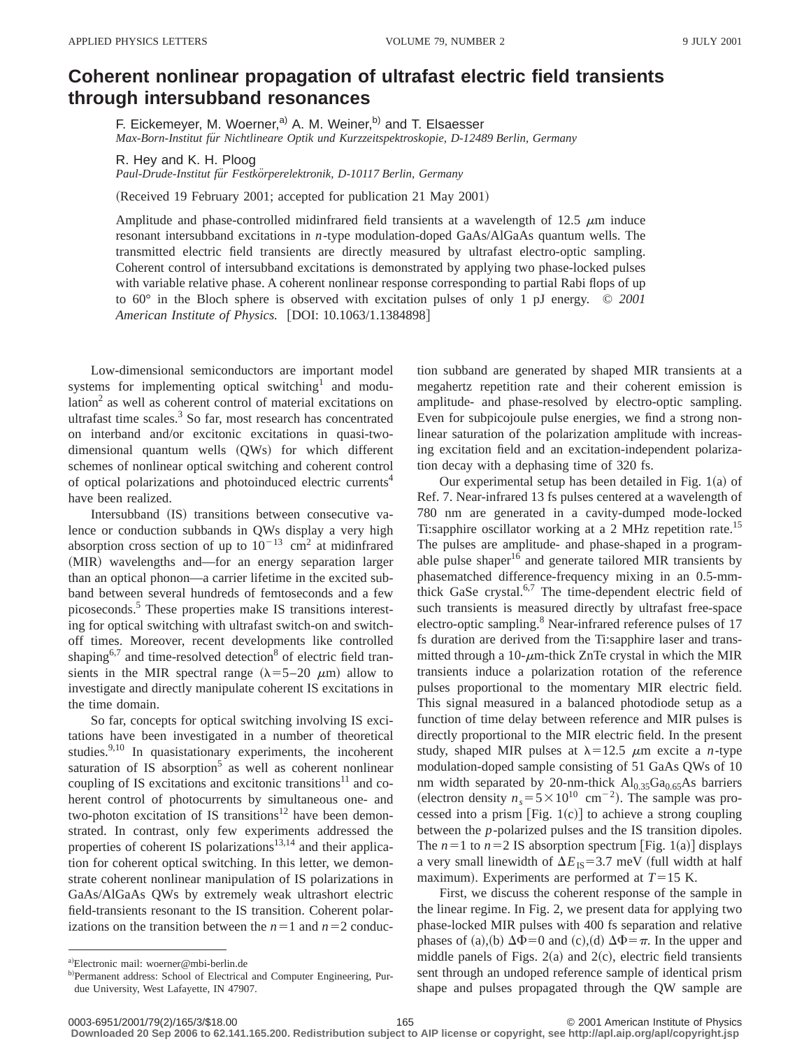# Coherent nonlinear propagation of ultrafast electric field transients through intersubband resonances

F. Eickemeyer, M. Woerner,[a] A. M. Weiner,[b] and T. Elsaesser

*Max-Born-Institut für Nichtlineare Optik und Kurzzeitspektroskopie, D-12489 Berlin, Germany*

R. Hey and K. H. Ploog

*Paul-Drude-Institut für Festkörperelektronik, D-10117 Berlin, Germany*

(Received 19 February 2001; accepted for publication 21 May 2001)

Amplitude and phase-controlled midinfrared field transients at a wavelength of 12.5 $\mu$m induce resonant intersubband excitations in *n*-type modulation-doped GaAs/AlGaAs quantum wells. The transmitted electric field transients are directly measured by ultrafast electro-optic sampling. Coherent control of intersubband excitations is demonstrated by applying two phase-locked pulses with variable relative phase. A coherent nonlinear response corresponding to partial Rabi flops of up to 60° in the Bloch sphere is observed with excitation pulses of only 1 pJ energy. © *2001 American Institute of Physics.* [DOI: 10.1063/1.1384898]

Low-dimensional semiconductors are important model systems for implementing optical switching[1] and modulation[2] as well as coherent control of material excitations on ultrafast time scales.[3] So far, most research has concentrated on interband and/or excitonic excitations in quasi-two-dimensional quantum wells (QWs) for which different schemes of nonlinear optical switching and coherent control of optical polarizations and photoinduced electric currents[4] have been realized.

Intersubband (IS) transitions between consecutive valence or conduction subbands in QWs display a very high absorption cross section of up to $10^{-13}$ cm$^2$ at midinfrared (MIR) wavelengths and—for an energy separation larger than an optical phonon—a carrier lifetime in the excited subband between several hundreds of femtoseconds and a few picoseconds.[5] These properties make IS transitions interesting for optical switching with ultrafast switch-on and switch-off times. Moreover, recent developments like controlled shaping[6,7] and time-resolved detection[8] of electric field transients in the MIR spectral range ($\lambda$=5–20 $\mu$m) allow to investigate and directly manipulate coherent IS excitations in the time domain.

So far, concepts for optical switching involving IS excitations have been investigated in a number of theoretical studies.[9,10] In quasistationary experiments, the incoherent saturation of IS absorption[5] as well as coherent nonlinear coupling of IS excitations and excitonic transitions[11] and coherent control of photocurrents by simultaneous one- and two-photon excitation of IS transitions[12] have been demonstrated. In contrast, only few experiments addressed the properties of coherent IS polarizations[13,14] and their application for coherent optical switching. In this letter, we demonstrate coherent nonlinear manipulation of IS polarizations in GaAs/AlGaAs QWs by extremely weak ultrashort electric field-transients resonant to the IS transition. Coherent polarizations on the transition between the $n$=1 and $n$=2 conduction subband are generated by shaped MIR transients at a megahertz repetition rate and their coherent emission is amplitude- and phase-resolved by electro-optic sampling. Even for subpicojoule pulse energies, we find a strong nonlinear saturation of the polarization amplitude with increasing excitation field and an excitation-independent polarization decay with a dephasing time of 320 fs.

Our experimental setup has been detailed in Fig. 1(a) of Ref. 7. Near-infrared 13 fs pulses centered at a wavelength of 780 nm are generated in a cavity-dumped mode-locked Ti:sapphire oscillator working at a 2 MHz repetition rate.[15] The pulses are amplitude- and phase-shaped in a programable pulse shaper[16] and generate tailored MIR transients by phasematched difference-frequency mixing in an 0.5-mm-thick GaSe crystal.[6,7] The time-dependent electric field of such transients is measured directly by ultrafast free-space electro-optic sampling.[8] Near-infrared reference pulses of 17 fs duration are derived from the Ti:sapphire laser and transmitted through a 10-$\mu$m-thick ZnTe crystal in which the MIR transients induce a polarization rotation of the reference pulses proportional to the momentary MIR electric field. This signal measured in a balanced photodiode setup as a function of time delay between reference and MIR pulses is directly proportional to the MIR electric field. In the present study, shaped MIR pulses at $\lambda$=12.5 $\mu$m excite a *n*-type modulation-doped sample consisting of 51 GaAs QWs of 10 nm width separated by 20-nm-thick $Al_{0.35}Ga_{0.65}As$ barriers (electron density $n_s = 5\times10^{10}$ cm$^{-2}$). The sample was processed into a prism [Fig. 1(c)] to achieve a strong coupling between the *p*-polarized pulses and the IS transition dipoles. The $n$=1 to $n$=2 IS absorption spectrum [Fig. 1(a)] displays a very small linewidth of $\Delta E_{IS}$=3.7 meV (full width at half maximum). Experiments are performed at $T$=15 K.

First, we discuss the coherent response of the sample in the linear regime. In Fig. 2, we present data for applying two phase-locked MIR pulses with 400 fs separation and relative phases of (a),(b) $\Delta\Phi$=0 and (c),(d) $\Delta\Phi=\pi$. In the upper and middle panels of Figs. 2(a) and 2(c), electric field transients sent through an undoped reference sample of identical prism shape and pulses propagated through the QW sample are

[a]Electronic mail: woerner@mbi-berlin.de

[b]Permanent address: School of Electrical and Computer Engineering, Purdue University, West Lafayette, IN 47907.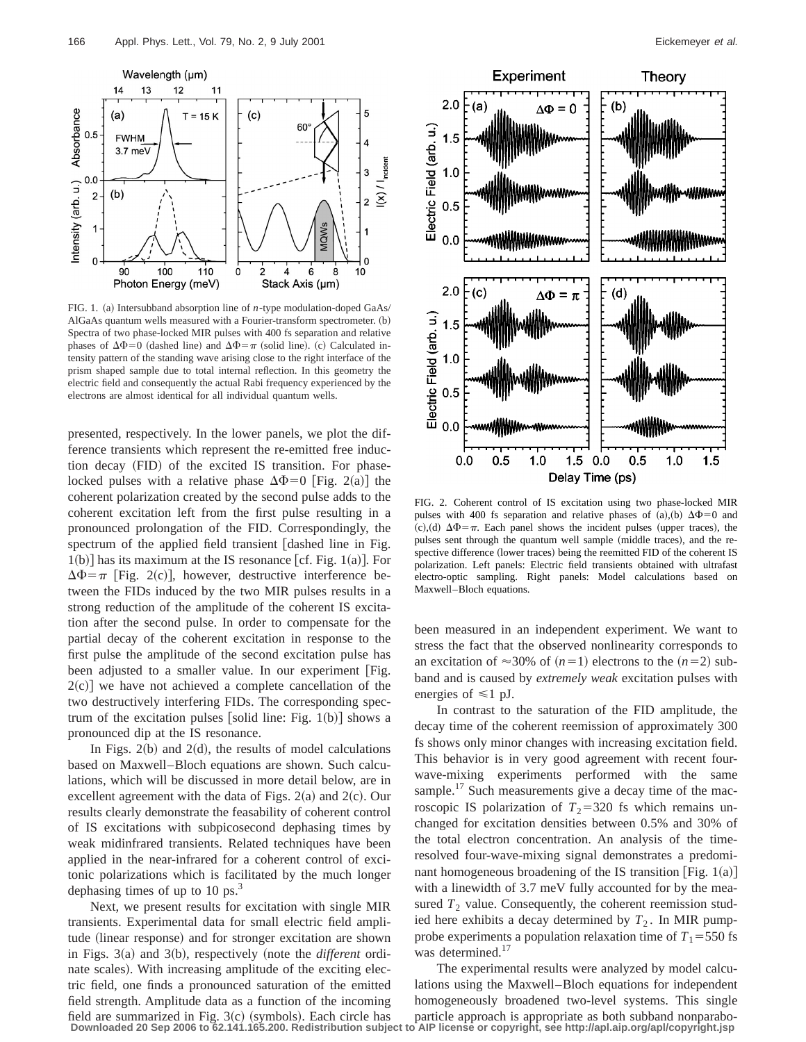FIG. 1. (a) Intersubband absorption line of *n*-type modulation-doped GaAs/AlGaAs quantum wells measured with a Fourier-transform spectrometer. (b) Spectra of two phase-locked MIR pulses with 400 fs separation and relative phases of $\Delta\Phi=0$ (dashed line) and $\Delta\Phi=\pi$ (solid line). (c) Calculated intensity pattern of the standing wave arising close to the right interface of the prism shaped sample due to total internal reflection. In this geometry the electric field and consequently the actual Rabi frequency experienced by the electrons are almost identical for all individual quantum wells.

presented, respectively. In the lower panels, we plot the difference transients which represent the re-emitted free induction decay (FID) of the excited IS transition. For phase-locked pulses with a relative phase $\Delta\Phi=0$ [Fig. 2(a)] the coherent polarization created by the second pulse adds to the coherent excitation left from the first pulse resulting in a pronounced prolongation of the FID. Correspondingly, the spectrum of the applied field transient [dashed line in Fig. 1(b)] has its maximum at the IS resonance [cf. Fig. 1(a)]. For $\Delta\Phi=\pi$ [Fig. 2(c)], however, destructive interference between the FIDs induced by the two MIR pulses results in a strong reduction of the amplitude of the coherent IS excitation after the second pulse. In order to compensate for the partial decay of the coherent excitation in response to the first pulse the amplitude of the second excitation pulse has been adjusted to a smaller value. In our experiment [Fig. 2(c)] we have not achieved a complete cancellation of the two destructively interfering FIDs. The corresponding spectrum of the excitation pulses [solid line: Fig. 1(b)] shows a pronounced dip at the IS resonance.

In Figs. 2(b) and 2(d), the results of model calculations based on Maxwell–Bloch equations are shown. Such calculations, which will be discussed in more detail below, are in excellent agreement with the data of Figs. 2(a) and 2(c). Our results clearly demonstrate the feasability of coherent control of IS excitations with subpicosecond dephasing times by weak midinfrared transients. Related techniques have been applied in the near-infrared for a coherent control of excitonic polarizations which is facilitated by the much longer dephasing times of up to 10 ps.[3]

Next, we present results for excitation with single MIR transients. Experimental data for small electric field amplitude (linear response) and for stronger excitation are shown in Figs. 3(a) and 3(b), respectively (note the *different* ordinate scales). With increasing amplitude of the exciting electric field, one finds a pronounced saturation of the emitted field strength. Amplitude data as a function of the incoming field are summarized in Fig. 3(c) (symbols). Each circle has been measured in an independent experiment. We want to stress the fact that the observed nonlinearity corresponds to an excitation of $\approx$30% of $(n=1)$ electrons to the $(n=2)$ subband and is caused by *extremely weak* excitation pulses with energies of $\leqslant$1 pJ.

FIG. 2. Coherent control of IS excitation using two phase-locked MIR pulses with 400 fs separation and relative phases of (a),(b) $\Delta\Phi=0$ and (c),(d) $\Delta\Phi=\pi$. Each panel shows the incident pulses (upper traces), the pulses sent through the quantum well sample (middle traces), and the respective difference (lower traces) being the reemitted FID of the coherent IS polarization. Left panels: Electric field transients obtained with ultrafast electro-optic sampling. Right panels: Model calculations based on Maxwell–Bloch equations.

In contrast to the saturation of the FID amplitude, the decay time of the coherent reemission of approximately 300 fs shows only minor changes with increasing excitation field. This behavior is in very good agreement with recent four-wave-mixing experiments performed with the same sample.[17] Such measurements give a decay time of the macroscopic IS polarization of $T_2=320$ fs which remains unchanged for excitation densities between 0.5% and 30% of the total electron concentration. An analysis of the time-resolved four-wave-mixing signal demonstrates a predominant homogeneous broadening of the IS transition [Fig. 1(a)] with a linewidth of 3.7 meV fully accounted for by the measured $T_2$ value. Consequently, the coherent reemission studied here exhibits a decay determined by $T_2$. In MIR pump-probe experiments a population relaxation time of $T_1=550$ fs was determined.[17]

The experimental results were analyzed by model calculations using the Maxwell–Bloch equations for independent homogeneously broadened two-level systems. This single particle approach is appropriate as both subband nonparabo-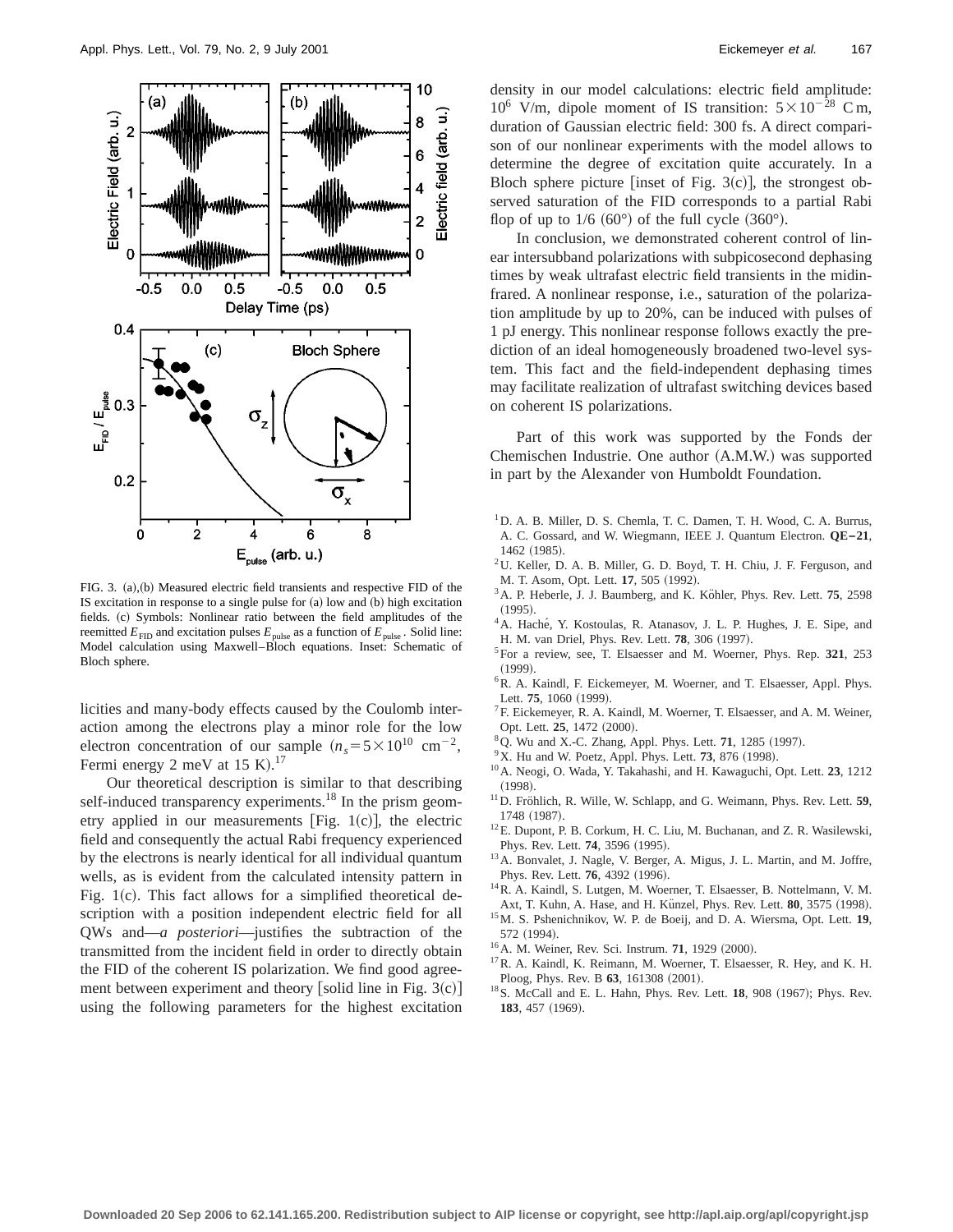(a)

(b)

Electric Field (arb. u.)

Electric field (arb. u.)

2

1

0

10

8

6

4

2

0

-0.5 0.0 0.5 -0.5 0.0 0.5

Delay Time (ps)

0.4

0.3

0.2

(c)

Bloch Sphere

$\sigma_z$

$\sigma_x$

$E_{FID} / E_{pulse}$

0 2 4 6 8

$E_{pulse}$ (arb. u.)

FIG. 3. (a),(b) Measured electric field transients and respective FID of the IS excitation in response to a single pulse for (a) low and (b) high excitation fields. (c) Symbols: Nonlinear ratio between the field amplitudes of the reemitted $E_{FID}$ and excitation pulses $E_{pulse}$ as a function of $E_{pulse}$. Solid line: Model calculation using Maxwell–Bloch equations. Inset: Schematic of Bloch sphere.

licities and many-body effects caused by the Coulomb interaction among the electrons play a minor role for the low electron concentration of our sample ($n_s = 5\times 10^{10}$ cm$^{-2}$, Fermi energy 2 meV at 15 K).[17]

Our theoretical description is similar to that describing self-induced transparency experiments.[18] In the prism geometry applied in our measurements [Fig. 1(c)], the electric field and consequently the actual Rabi frequency experienced by the electrons is nearly identical for all individual quantum wells, as is evident from the calculated intensity pattern in Fig. 1(c). This fact allows for a simplified theoretical description with a position independent electric field for all QWs and—*a posteriori*—justifies the subtraction of the transmitted from the incident field in order to directly obtain the FID of the coherent IS polarization. We find good agreement between experiment and theory [solid line in Fig. 3(c)] using the following parameters for the highest excitation density in our model calculations: electric field amplitude: $10^6$ V/m, dipole moment of IS transition: $5\times 10^{-28}$ C m, duration of Gaussian electric field: 300 fs. A direct comparison of our nonlinear experiments with the model allows to determine the degree of excitation quite accurately. In a Bloch sphere picture [inset of Fig. 3(c)], the strongest observed saturation of the FID corresponds to a partial Rabi flop of up to 1/6 (60°) of the full cycle (360°).

In conclusion, we demonstrated coherent control of linear intersubband polarizations with subpicosecond dephasing times by weak ultrafast electric field transients in the midinfrared. A nonlinear response, i.e., saturation of the polarization amplitude by up to 20%, can be induced with pulses of 1 pJ energy. This nonlinear response follows exactly the prediction of an ideal homogeneously broadened two-level system. This fact and the field-independent dephasing times may facilitate realization of ultrafast switching devices based on coherent IS polarizations.

Part of this work was supported by the Fonds der Chemischen Industrie. One author (A.M.W.) was supported in part by the Alexander von Humboldt Foundation.

[1] D. A. B. Miller, D. S. Chemla, T. C. Damen, T. H. Wood, C. A. Burrus, A. C. Gossard, and W. Wiegmann, IEEE J. Quantum Electron. **QE-21**, 1462 (1985).
[2] U. Keller, D. A. B. Miller, G. D. Boyd, T. H. Chiu, J. F. Ferguson, and M. T. Asom, Opt. Lett. **17**, 505 (1992).
[3] A. P. Heberle, J. J. Baumberg, and K. Köhler, Phys. Rev. Lett. **75**, 2598 (1995).
[4] A. Haché, Y. Kostoulas, R. Atanasov, J. L. P. Hughes, J. E. Sipe, and H. M. van Driel, Phys. Rev. Lett. **78**, 306 (1997).
[5] For a review, see, T. Elsaesser and M. Woerner, Phys. Rep. **321**, 253 (1999).
[6] R. A. Kaindl, F. Eickemeyer, M. Woerner, and T. Elsaesser, Appl. Phys. Lett. **75**, 1060 (1999).
[7] F. Eickemeyer, R. A. Kaindl, M. Woerner, T. Elsaesser, and A. M. Weiner, Opt. Lett. **25**, 1472 (2000).
[8] Q. Wu and X.-C. Zhang, Appl. Phys. Lett. **71**, 1285 (1997).
[9] X. Hu and W. Poetz, Appl. Phys. Lett. **73**, 876 (1998).
[10] A. Neogi, O. Wada, Y. Takahashi, and H. Kawaguchi, Opt. Lett. **23**, 1212 (1998).
[11] D. Fröhlich, R. Wille, W. Schlapp, and G. Weimann, Phys. Rev. Lett. **59**, 1748 (1987).
[12] E. Dupont, P. B. Corkum, H. C. Liu, M. Buchanan, and Z. R. Wasilewski, Phys. Rev. Lett. **74**, 3596 (1995).
[13] A. Bonvalet, J. Nagle, V. Berger, A. Migus, J. L. Martin, and M. Joffre, Phys. Rev. Lett. **76**, 4392 (1996).
[14] R. A. Kaindl, S. Lutgen, M. Woerner, T. Elsaesser, B. Nottelmann, V. M. Axt, T. Kuhn, A. Hase, and H. Künzel, Phys. Rev. Lett. **80**, 3575 (1998).
[15] M. S. Pshenichnikov, W. P. de Boeij, and D. A. Wiersma, Opt. Lett. **19**, 572 (1994).
[16] A. M. Weiner, Rev. Sci. Instrum. **71**, 1929 (2000).
[17] R. A. Kaindl, K. Reimann, M. Woerner, T. Elsaesser, R. Hey, and K. H. Ploog, Phys. Rev. B **63**, 161308 (2001).
[18] S. McCall and E. L. Hahn, Phys. Rev. Lett. **18**, 908 (1967); Phys. Rev. **183**, 457 (1969).